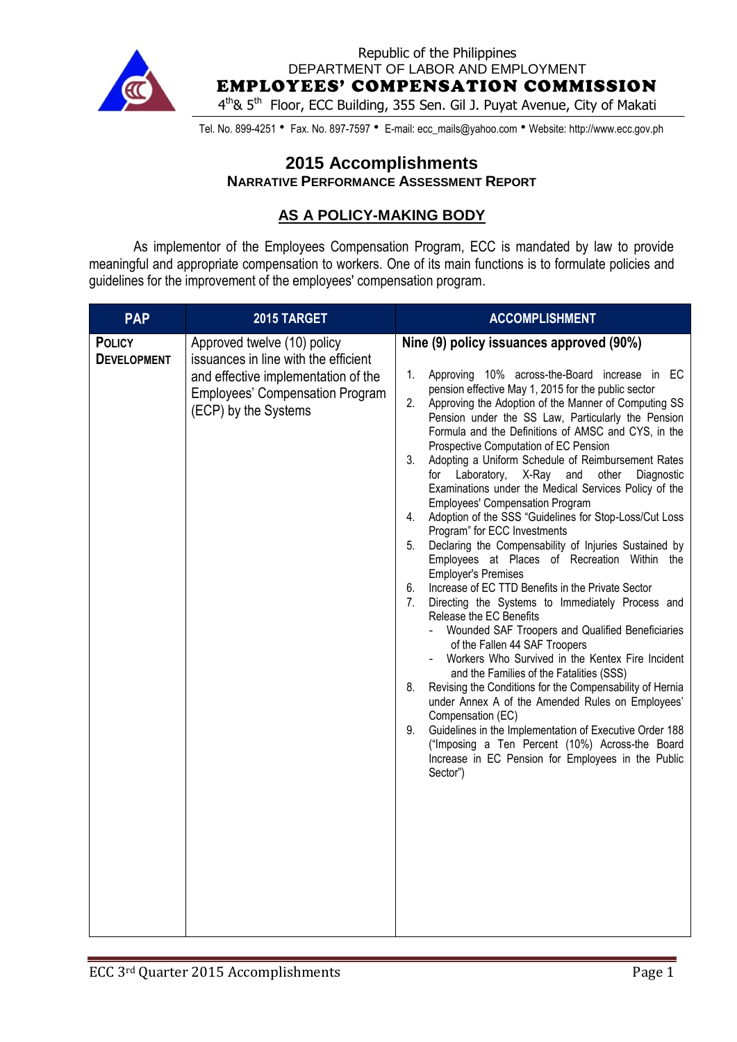Republic of the Philippines
DEPARTMENT OF LABOR AND EMPLOYMENT
**EMPLOYEES' COMPENSATION COMMISSION**
4th& 5th Floor, ECC Building, 355 Sen. Gil J. Puyat Avenue, City of Makati

Tel. No. 899-4251 • Fax. No. 897-7597 • E-mail: ecc_mails@yahoo.com • Website: http://www.ecc.gov.ph

# 2015 Accomplishments

## NARRATIVE PERFORMANCE ASSESSMENT REPORT

## AS A POLICY-MAKING BODY

As implementor of the Employees Compensation Program, ECC is mandated by law to provide meaningful and appropriate compensation to workers. One of its main functions is to formulate policies and guidelines for the improvement of the employees' compensation program.

| PAP | 2015 TARGET | ACCOMPLISHMENT |
|---|---|---|
| **POLICY DEVELOPMENT** | Approved twelve (10) policy issuances in line with the efficient and effective implementation of the Employees' Compensation Program (ECP) by the Systems | **Nine (9) policy issuances approved (90%)**<br><br>1. Approving 10% across-the-Board increase in EC pension effective May 1, 2015 for the public sector<br>2. Approving the Adoption of the Manner of Computing SS Pension under the SS Law, Particularly the Pension Formula and the Definitions of AMSC and CYS, in the Prospective Computation of EC Pension<br>3. Adopting a Uniform Schedule of Reimbursement Rates for Laboratory, X-Ray and other Diagnostic Examinations under the Medical Services Policy of the Employees' Compensation Program<br>4. Adoption of the SSS "Guidelines for Stop-Loss/Cut Loss Program" for ECC Investments<br>5. Declaring the Compensability of Injuries Sustained by Employees at Places of Recreation Within the Employer's Premises<br>6. Increase of EC TTD Benefits in the Private Sector<br>7. Directing the Systems to Immediately Process and Release the EC Benefits<br>- Wounded SAF Troopers and Qualified Beneficiaries of the Fallen 44 SAF Troopers<br>- Workers Who Survived in the Kentex Fire Incident and the Families of the Fatalities (SSS)<br>8. Revising the Conditions for the Compensability of Hernia under Annex A of the Amended Rules on Employees' Compensation (EC)<br>9. Guidelines in the Implementation of Executive Order 188 ("Imposing a Ten Percent (10%) Across-the Board Increase in EC Pension for Employees in the Public Sector") |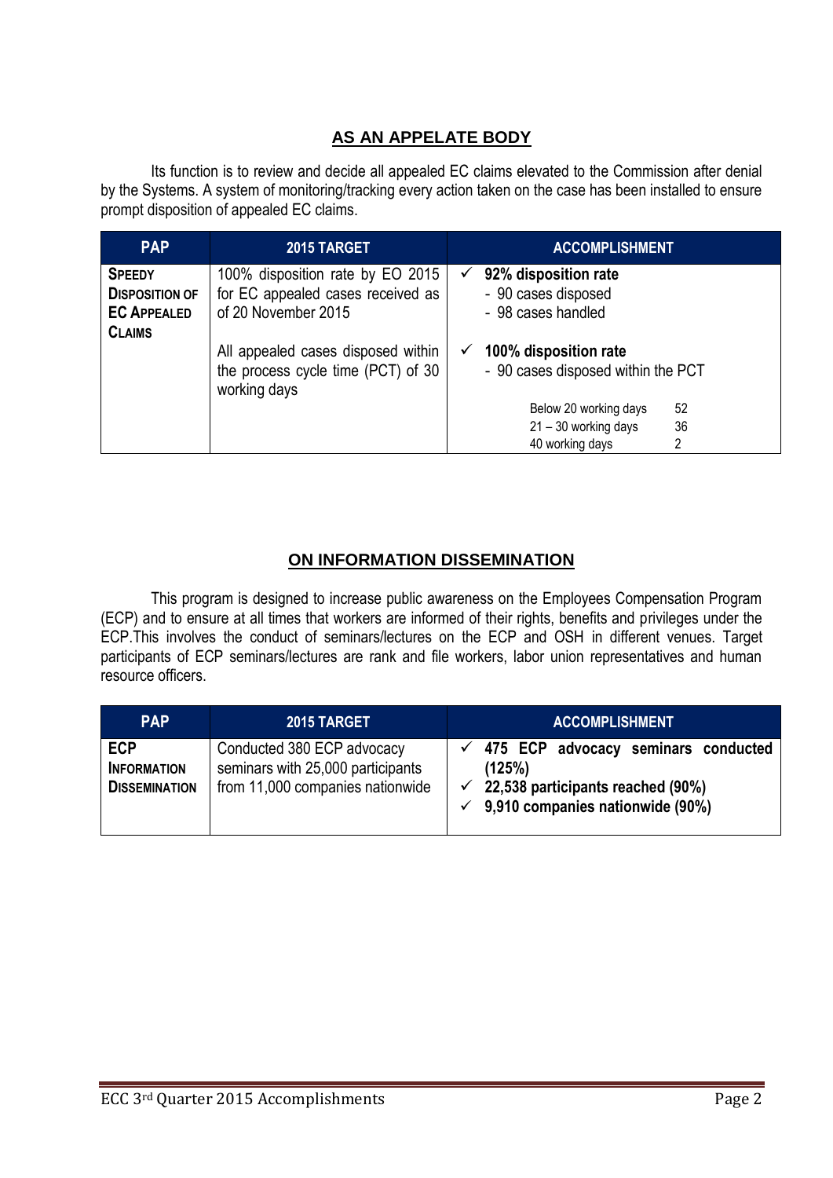## AS AN APPELATE BODY

Its function is to review and decide all appealed EC claims elevated to the Commission after denial by the Systems. A system of monitoring/tracking every action taken on the case has been installed to ensure prompt disposition of appealed EC claims.

| PAP | 2015 TARGET | ACCOMPLISHMENT |
|---|---|---|
| **SPEEDY DISPOSITION OF EC APPEALED CLAIMS** | 100% disposition rate by EO 2015 for EC appealed cases received as of 20 November 2015 | ✓ **92% disposition rate**<br>- 90 cases disposed<br>- 98 cases handled |
| | All appealed cases disposed within the process cycle time (PCT) of 30 working days | ✓ **100% disposition rate**<br>- 90 cases disposed within the PCT<br>Below 20 working days 52<br>21 – 30 working days 36<br>40 working days 2 |

## ON INFORMATION DISSEMINATION

This program is designed to increase public awareness on the Employees Compensation Program (ECP) and to ensure at all times that workers are informed of their rights, benefits and privileges under the ECP.This involves the conduct of seminars/lectures on the ECP and OSH in different venues. Target participants of ECP seminars/lectures are rank and file workers, labor union representatives and human resource officers.

| PAP | 2015 TARGET | ACCOMPLISHMENT |
|---|---|---|
| **ECP INFORMATION DISSEMINATION** | Conducted 380 ECP advocacy seminars with 25,000 participants from 11,000 companies nationwide | ✓ **475 ECP advocacy seminars conducted (125%)**<br>✓ **22,538 participants reached (90%)**<br>✓ **9,910 companies nationwide (90%)** |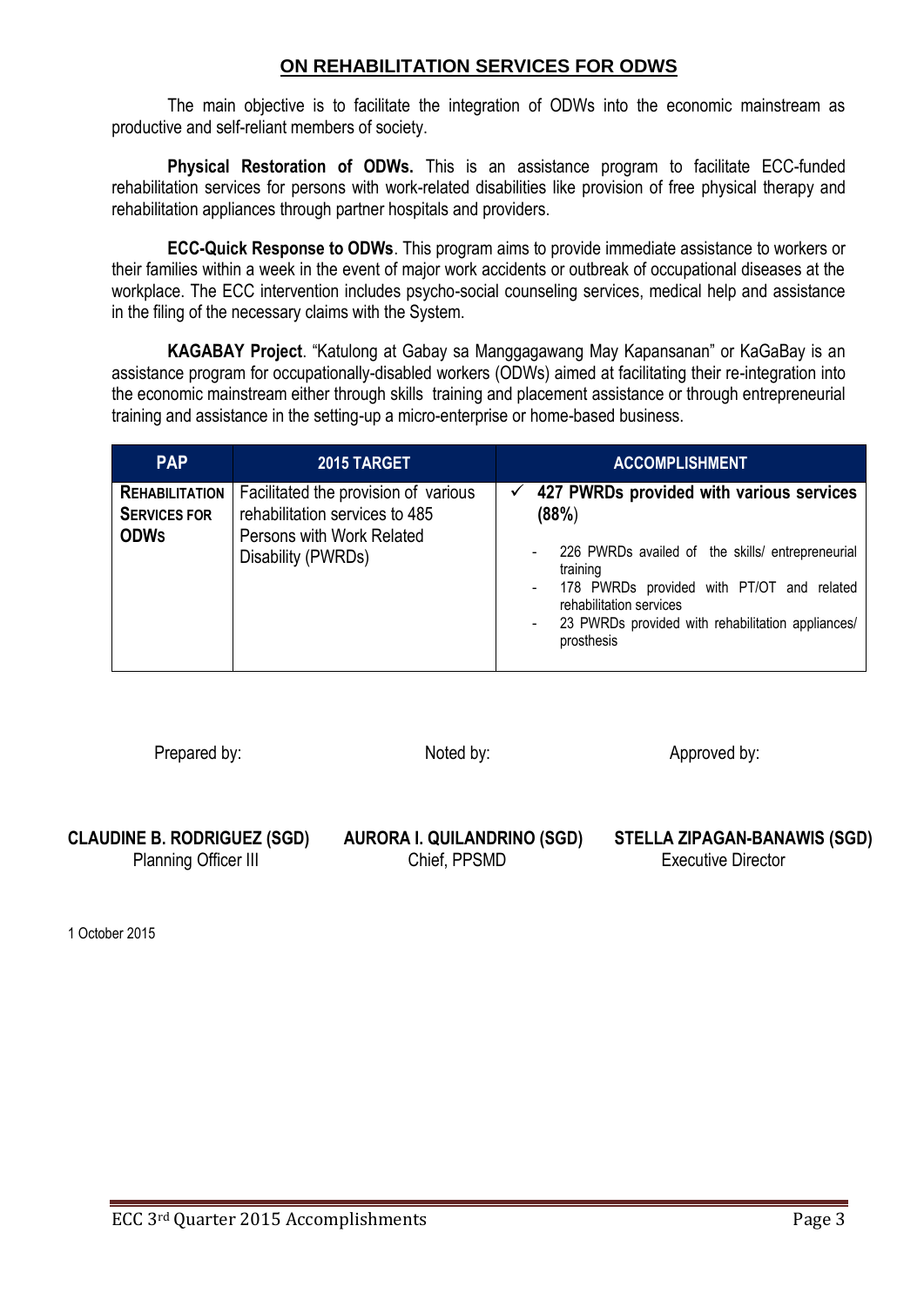## ON REHABILITATION SERVICES FOR ODWS

The main objective is to facilitate the integration of ODWs into the economic mainstream as productive and self-reliant members of society.

**Physical Restoration of ODWs.** This is an assistance program to facilitate ECC-funded rehabilitation services for persons with work-related disabilities like provision of free physical therapy and rehabilitation appliances through partner hospitals and providers.

**ECC-Quick Response to ODWs**. This program aims to provide immediate assistance to workers or their families within a week in the event of major work accidents or outbreak of occupational diseases at the workplace. The ECC intervention includes psycho-social counseling services, medical help and assistance in the filing of the necessary claims with the System.

**KAGABAY Project**. "Katulong at Gabay sa Manggagawang May Kapansanan" or KaGaBay is an assistance program for occupationally-disabled workers (ODWs) aimed at facilitating their re-integration into the economic mainstream either through skills training and placement assistance or through entrepreneurial training and assistance in the setting-up a micro-enterprise or home-based business.

| PAP | 2015 TARGET | ACCOMPLISHMENT |
|---|---|---|
| **REHABILITATION SERVICES FOR ODWs** | Facilitated the provision of various rehabilitation services to 485 Persons with Work Related Disability (PWRDs) | ✓ **427 PWRDs provided with various services (88%**)<br>- 226 PWRDs availed of the skills/ entrepreneurial training<br>- 178 PWRDs provided with PT/OT and related rehabilitation services<br>- 23 PWRDs provided with rehabilitation appliances/ prosthesis |

Prepared by:

**CLAUDINE B. RODRIGUEZ (SGD)**
Planning Officer III

Noted by:

**AURORA I. QUILANDRINO (SGD)**
Chief, PPSMD

Approved by:

**STELLA ZIPAGAN-BANAWIS (SGD)**
Executive Director

1 October 2015